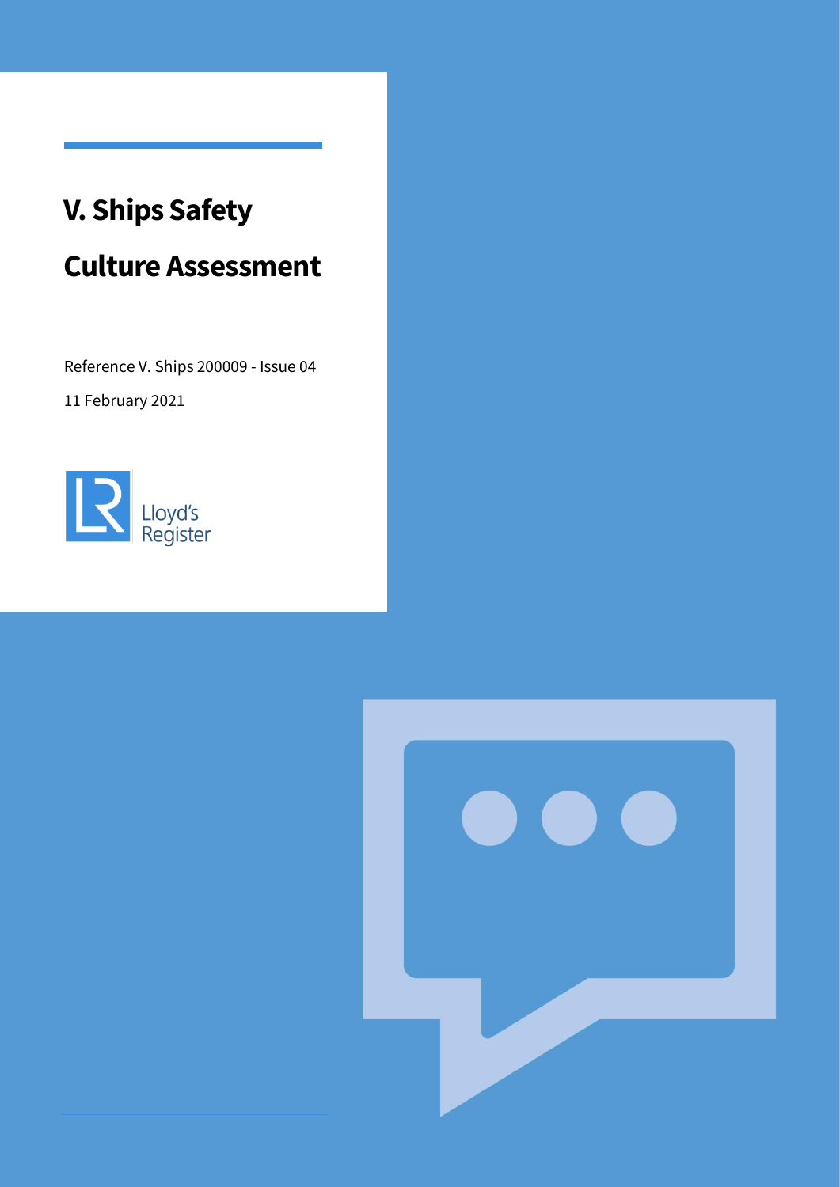# V. Ships Safety Culture Assessment

Reference V. Ships 200009 - Issue 04

11 February 2021

Lloyd's Register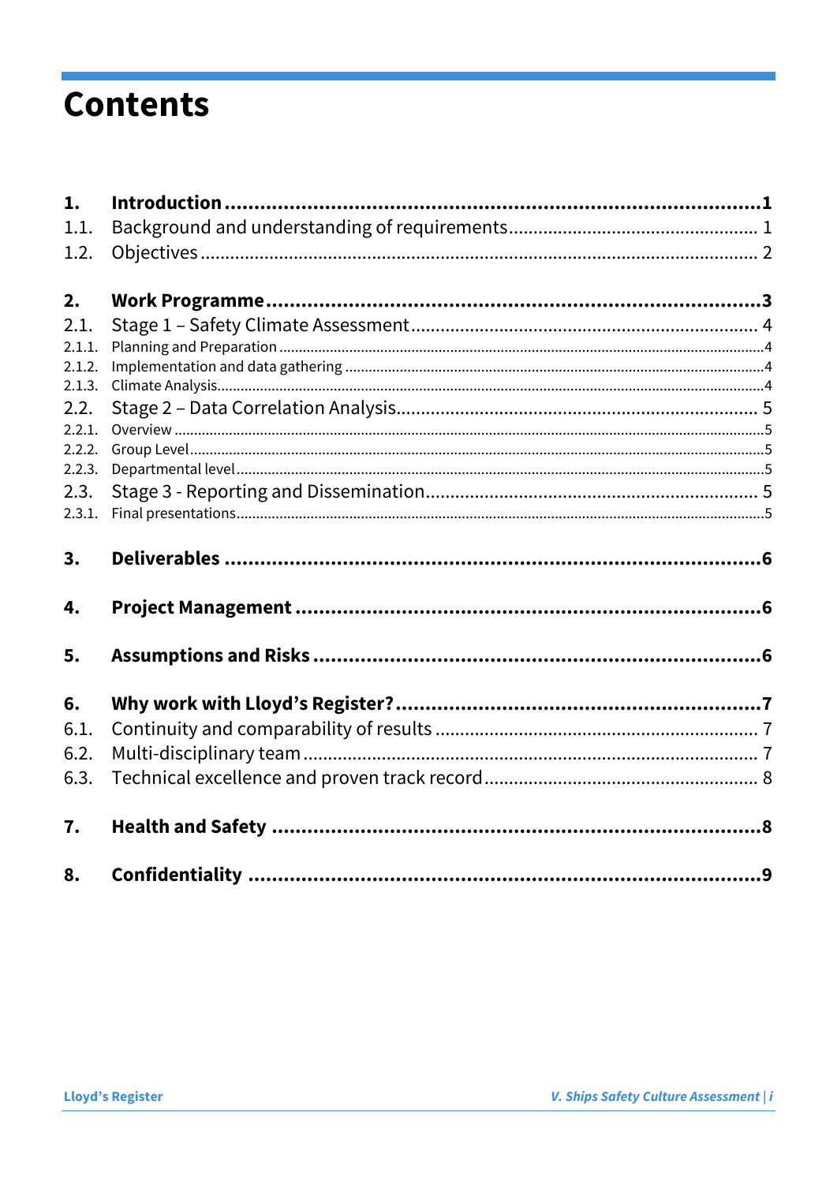# Contents

**1. Introduction ........ 1**

1.1. Background and understanding of requirements ........ 1

1.2. Objectives ........ 2

**2. Work Programme ........ 3**

2.1. Stage 1 – Safety Climate Assessment ........ 4

2.1.1. Planning and Preparation ........ 4

2.1.2. Implementation and data gathering ........ 4

2.1.3. Climate Analysis ........ 4

2.2. Stage 2 – Data Correlation Analysis ........ 5

2.2.1. Overview ........ 5

2.2.2. Group Level ........ 5

2.2.3. Departmental level ........ 5

2.3. Stage 3 - Reporting and Dissemination ........ 5

2.3.1. Final presentations ........ 5

**3. Deliverables ........ 6**

**4. Project Management ........ 6**

**5. Assumptions and Risks ........ 6**

**6. Why work with Lloyd's Register? ........ 7**

6.1. Continuity and comparability of results ........ 7

6.2. Multi-disciplinary team ........ 7

6.3. Technical excellence and proven track record ........ 8

**7. Health and Safety ........ 8**

**8. Confidentiality ........ 9**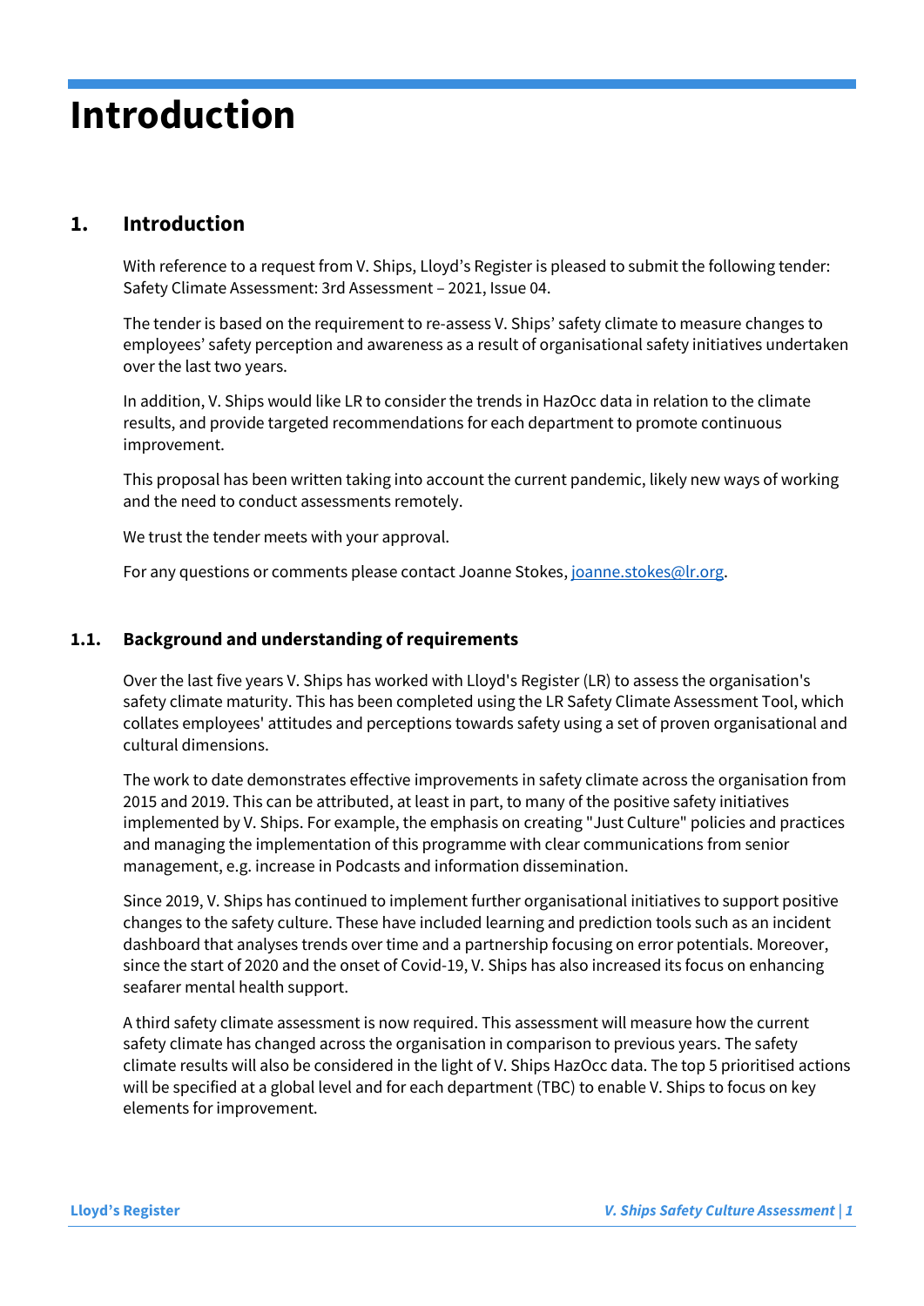# Introduction

## 1. Introduction

With reference to a request from V. Ships, Lloyd's Register is pleased to submit the following tender: Safety Climate Assessment: 3rd Assessment – 2021, Issue 04.

The tender is based on the requirement to re-assess V. Ships' safety climate to measure changes to employees' safety perception and awareness as a result of organisational safety initiatives undertaken over the last two years.

In addition, V. Ships would like LR to consider the trends in HazOcc data in relation to the climate results, and provide targeted recommendations for each department to promote continuous improvement.

This proposal has been written taking into account the current pandemic, likely new ways of working and the need to conduct assessments remotely.

We trust the tender meets with your approval.

For any questions or comments please contact Joanne Stokes, [joanne.stokes@lr.org](mailto:joanne.stokes@lr.org).

### 1.1. Background and understanding of requirements

Over the last five years V. Ships has worked with Lloyd's Register (LR) to assess the organisation's safety climate maturity. This has been completed using the LR Safety Climate Assessment Tool, which collates employees' attitudes and perceptions towards safety using a set of proven organisational and cultural dimensions.

The work to date demonstrates effective improvements in safety climate across the organisation from 2015 and 2019. This can be attributed, at least in part, to many of the positive safety initiatives implemented by V. Ships. For example, the emphasis on creating "Just Culture" policies and practices and managing the implementation of this programme with clear communications from senior management, e.g. increase in Podcasts and information dissemination.

Since 2019, V. Ships has continued to implement further organisational initiatives to support positive changes to the safety culture. These have included learning and prediction tools such as an incident dashboard that analyses trends over time and a partnership focusing on error potentials. Moreover, since the start of 2020 and the onset of Covid-19, V. Ships has also increased its focus on enhancing seafarer mental health support.

A third safety climate assessment is now required. This assessment will measure how the current safety climate has changed across the organisation in comparison to previous years. The safety climate results will also be considered in the light of V. Ships HazOcc data. The top 5 prioritised actions will be specified at a global level and for each department (TBC) to enable V. Ships to focus on key elements for improvement.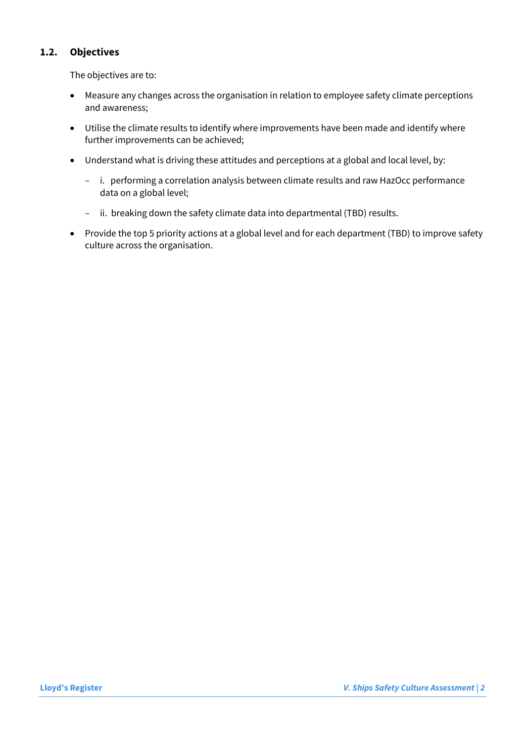### 1.2. Objectives

The objectives are to:

- Measure any changes across the organisation in relation to employee safety climate perceptions and awareness;
- Utilise the climate results to identify where improvements have been made and identify where further improvements can be achieved;
- Understand what is driving these attitudes and perceptions at a global and local level, by:
  - i. performing a correlation analysis between climate results and raw HazOcc performance data on a global level;
  - ii. breaking down the safety climate data into departmental (TBD) results.
- Provide the top 5 priority actions at a global level and for each department (TBD) to improve safety culture across the organisation.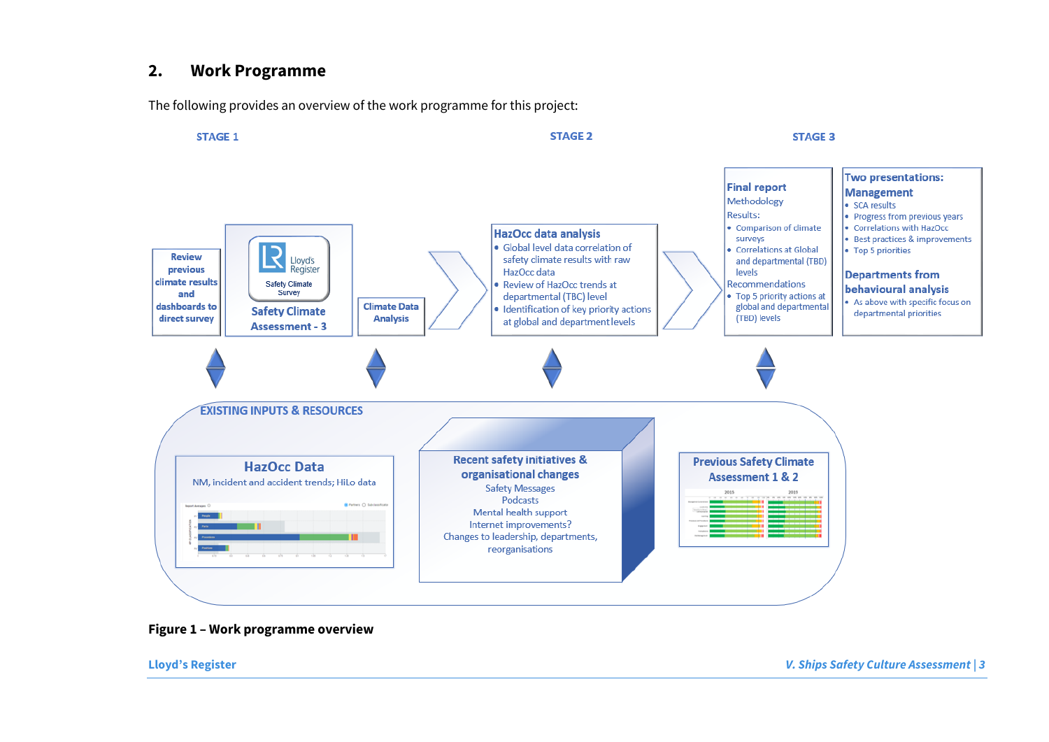## 2. Work Programme

The following provides an overview of the work programme for this project:

**STAGE 1**

- Review previous climate results and dashboards to direct survey
- Lloyd's Register Safety Climate Survey — Safety Climate Assessment - 3
- Climate Data Analysis

**STAGE 2**

**HazOcc data analysis**

- Global level data correlation of safety climate results with raw HazOcc data
- Review of HazOcc trends at departmental (TBC) level
- Identification of key priority actions at global and department levels

**STAGE 3**

**Final report**

Methodology

Results:

- Comparison of climate surveys
- Correlations at Global and departmental (TBD) levels

Recommendations

- Top 5 priority actions at global and departmental (TBD) levels

**Two presentations:**

**Management**

- SCA results
- Progress from previous years
- Correlations with HazOcc
- Best practices & improvements
- Top 5 priorities

**Departments from behavioural analysis**

- As above with specific focus on departmental priorities

**EXISTING INPUTS & RESOURCES**

**HazOcc Data**

NM, incident and accident trends; HiLo data

**Recent safety initiatives & organisational changes**

Safety Messages
Podcasts
Mental health support
Internet improvements?
Changes to leadership, departments, reorganisations

**Previous Safety Climate Assessment 1 & 2**

**Figure 1 – Work programme overview**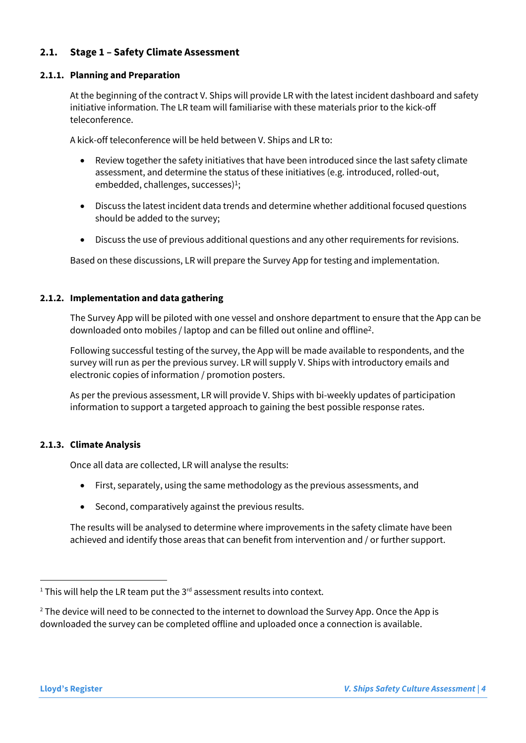## 2.1. Stage 1 – Safety Climate Assessment

### 2.1.1. Planning and Preparation

At the beginning of the contract V. Ships will provide LR with the latest incident dashboard and safety initiative information. The LR team will familiarise with these materials prior to the kick-off teleconference.

A kick-off teleconference will be held between V. Ships and LR to:

- Review together the safety initiatives that have been introduced since the last safety climate assessment, and determine the status of these initiatives (e.g. introduced, rolled-out, embedded, challenges, successes)[1];
- Discuss the latest incident data trends and determine whether additional focused questions should be added to the survey;
- Discuss the use of previous additional questions and any other requirements for revisions.

Based on these discussions, LR will prepare the Survey App for testing and implementation.

### 2.1.2. Implementation and data gathering

The Survey App will be piloted with one vessel and onshore department to ensure that the App can be downloaded onto mobiles / laptop and can be filled out online and offline[2].

Following successful testing of the survey, the App will be made available to respondents, and the survey will run as per the previous survey. LR will supply V. Ships with introductory emails and electronic copies of information / promotion posters.

As per the previous assessment, LR will provide V. Ships with bi-weekly updates of participation information to support a targeted approach to gaining the best possible response rates.

### 2.1.3. Climate Analysis

Once all data are collected, LR will analyse the results:

- First, separately, using the same methodology as the previous assessments, and
- Second, comparatively against the previous results.

The results will be analysed to determine where improvements in the safety climate have been achieved and identify those areas that can benefit from intervention and / or further support.

---

[1] This will help the LR team put the 3rd assessment results into context.

[2] The device will need to be connected to the internet to download the Survey App. Once the App is downloaded the survey can be completed offline and uploaded once a connection is available.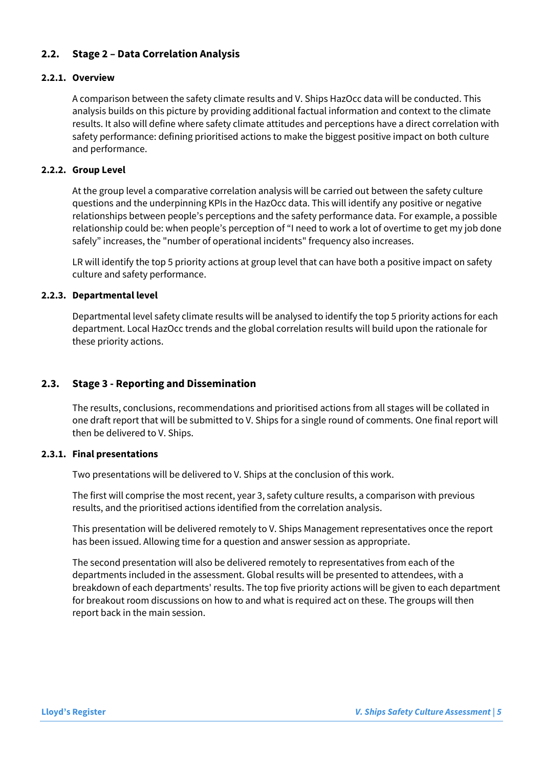## 2.2. Stage 2 – Data Correlation Analysis

### 2.2.1. Overview

A comparison between the safety climate results and V. Ships HazOcc data will be conducted. This analysis builds on this picture by providing additional factual information and context to the climate results. It also will define where safety climate attitudes and perceptions have a direct correlation with safety performance: defining prioritised actions to make the biggest positive impact on both culture and performance.

### 2.2.2. Group Level

At the group level a comparative correlation analysis will be carried out between the safety culture questions and the underpinning KPIs in the HazOcc data. This will identify any positive or negative relationships between people's perceptions and the safety performance data. For example, a possible relationship could be: when people's perception of "I need to work a lot of overtime to get my job done safely" increases, the "number of operational incidents" frequency also increases.

LR will identify the top 5 priority actions at group level that can have both a positive impact on safety culture and safety performance.

### 2.2.3. Departmental level

Departmental level safety climate results will be analysed to identify the top 5 priority actions for each department. Local HazOcc trends and the global correlation results will build upon the rationale for these priority actions.

## 2.3. Stage 3 - Reporting and Dissemination

The results, conclusions, recommendations and prioritised actions from all stages will be collated in one draft report that will be submitted to V. Ships for a single round of comments. One final report will then be delivered to V. Ships.

### 2.3.1. Final presentations

Two presentations will be delivered to V. Ships at the conclusion of this work.

The first will comprise the most recent, year 3, safety culture results, a comparison with previous results, and the prioritised actions identified from the correlation analysis.

This presentation will be delivered remotely to V. Ships Management representatives once the report has been issued. Allowing time for a question and answer session as appropriate.

The second presentation will also be delivered remotely to representatives from each of the departments included in the assessment. Global results will be presented to attendees, with a breakdown of each departments' results. The top five priority actions will be given to each department for breakout room discussions on how to and what is required act on these. The groups will then report back in the main session.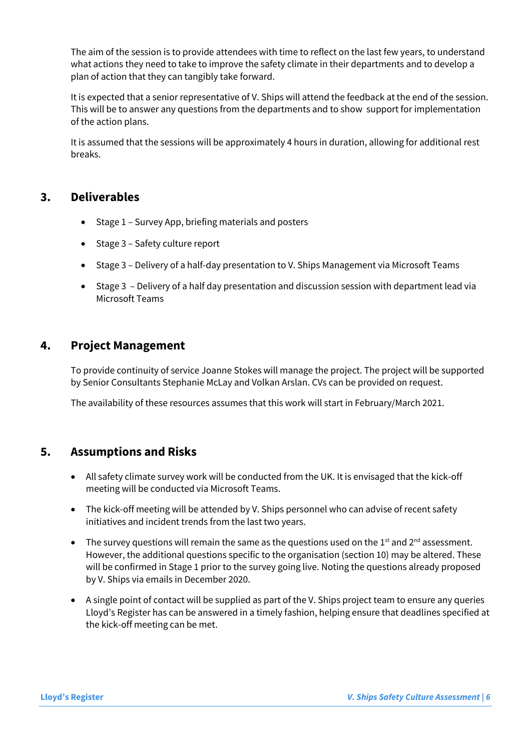The aim of the session is to provide attendees with time to reflect on the last few years, to understand what actions they need to take to improve the safety climate in their departments and to develop a plan of action that they can tangibly take forward.

It is expected that a senior representative of V. Ships will attend the feedback at the end of the session. This will be to answer any questions from the departments and to show support for implementation of the action plans.

It is assumed that the sessions will be approximately 4 hours in duration, allowing for additional rest breaks.

## 3. Deliverables

- Stage 1 – Survey App, briefing materials and posters
- Stage 3 – Safety culture report
- Stage 3 – Delivery of a half-day presentation to V. Ships Management via Microsoft Teams
- Stage 3 – Delivery of a half day presentation and discussion session with department lead via Microsoft Teams

## 4. Project Management

To provide continuity of service Joanne Stokes will manage the project. The project will be supported by Senior Consultants Stephanie McLay and Volkan Arslan. CVs can be provided on request.

The availability of these resources assumes that this work will start in February/March 2021.

## 5. Assumptions and Risks

- All safety climate survey work will be conducted from the UK. It is envisaged that the kick-off meeting will be conducted via Microsoft Teams.
- The kick-off meeting will be attended by V. Ships personnel who can advise of recent safety initiatives and incident trends from the last two years.
- The survey questions will remain the same as the questions used on the 1st and 2nd assessment. However, the additional questions specific to the organisation (section 10) may be altered. These will be confirmed in Stage 1 prior to the survey going live. Noting the questions already proposed by V. Ships via emails in December 2020.
- A single point of contact will be supplied as part of the V. Ships project team to ensure any queries Lloyd's Register has can be answered in a timely fashion, helping ensure that deadlines specified at the kick-off meeting can be met.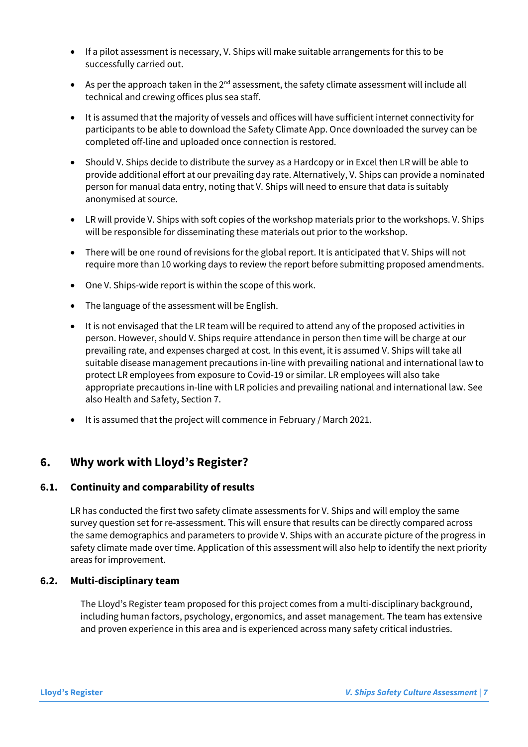- If a pilot assessment is necessary, V. Ships will make suitable arrangements for this to be successfully carried out.
- As per the approach taken in the 2nd assessment, the safety climate assessment will include all technical and crewing offices plus sea staff.
- It is assumed that the majority of vessels and offices will have sufficient internet connectivity for participants to be able to download the Safety Climate App. Once downloaded the survey can be completed off-line and uploaded once connection is restored.
- Should V. Ships decide to distribute the survey as a Hardcopy or in Excel then LR will be able to provide additional effort at our prevailing day rate. Alternatively, V. Ships can provide a nominated person for manual data entry, noting that V. Ships will need to ensure that data is suitably anonymised at source.
- LR will provide V. Ships with soft copies of the workshop materials prior to the workshops. V. Ships will be responsible for disseminating these materials out prior to the workshop.
- There will be one round of revisions for the global report. It is anticipated that V. Ships will not require more than 10 working days to review the report before submitting proposed amendments.
- One V. Ships-wide report is within the scope of this work.
- The language of the assessment will be English.
- It is not envisaged that the LR team will be required to attend any of the proposed activities in person. However, should V. Ships require attendance in person then time will be charge at our prevailing rate, and expenses charged at cost. In this event, it is assumed V. Ships will take all suitable disease management precautions in-line with prevailing national and international law to protect LR employees from exposure to Covid-19 or similar. LR employees will also take appropriate precautions in-line with LR policies and prevailing national and international law. See also Health and Safety, Section 7.
- It is assumed that the project will commence in February / March 2021.

## 6. Why work with Lloyd's Register?

### 6.1. Continuity and comparability of results

LR has conducted the first two safety climate assessments for V. Ships and will employ the same survey question set for re-assessment. This will ensure that results can be directly compared across the same demographics and parameters to provide V. Ships with an accurate picture of the progress in safety climate made over time. Application of this assessment will also help to identify the next priority areas for improvement.

### 6.2. Multi-disciplinary team

The Lloyd's Register team proposed for this project comes from a multi-disciplinary background, including human factors, psychology, ergonomics, and asset management. The team has extensive and proven experience in this area and is experienced across many safety critical industries.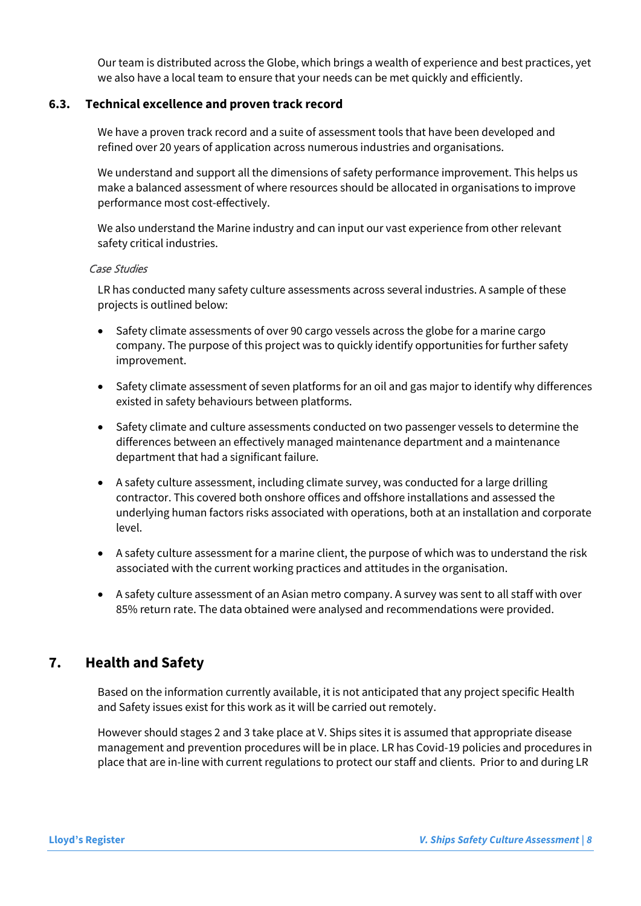Our team is distributed across the Globe, which brings a wealth of experience and best practices, yet we also have a local team to ensure that your needs can be met quickly and efficiently.

### 6.3. Technical excellence and proven track record

We have a proven track record and a suite of assessment tools that have been developed and refined over 20 years of application across numerous industries and organisations.

We understand and support all the dimensions of safety performance improvement. This helps us make a balanced assessment of where resources should be allocated in organisations to improve performance most cost-effectively.

We also understand the Marine industry and can input our vast experience from other relevant safety critical industries.

*Case Studies*

LR has conducted many safety culture assessments across several industries. A sample of these projects is outlined below:

- Safety climate assessments of over 90 cargo vessels across the globe for a marine cargo company. The purpose of this project was to quickly identify opportunities for further safety improvement.
- Safety climate assessment of seven platforms for an oil and gas major to identify why differences existed in safety behaviours between platforms.
- Safety climate and culture assessments conducted on two passenger vessels to determine the differences between an effectively managed maintenance department and a maintenance department that had a significant failure.
- A safety culture assessment, including climate survey, was conducted for a large drilling contractor. This covered both onshore offices and offshore installations and assessed the underlying human factors risks associated with operations, both at an installation and corporate level.
- A safety culture assessment for a marine client, the purpose of which was to understand the risk associated with the current working practices and attitudes in the organisation.
- A safety culture assessment of an Asian metro company. A survey was sent to all staff with over 85% return rate. The data obtained were analysed and recommendations were provided.

## 7. Health and Safety

Based on the information currently available, it is not anticipated that any project specific Health and Safety issues exist for this work as it will be carried out remotely.

However should stages 2 and 3 take place at V. Ships sites it is assumed that appropriate disease management and prevention procedures will be in place. LR has Covid-19 policies and procedures in place that are in-line with current regulations to protect our staff and clients. Prior to and during LR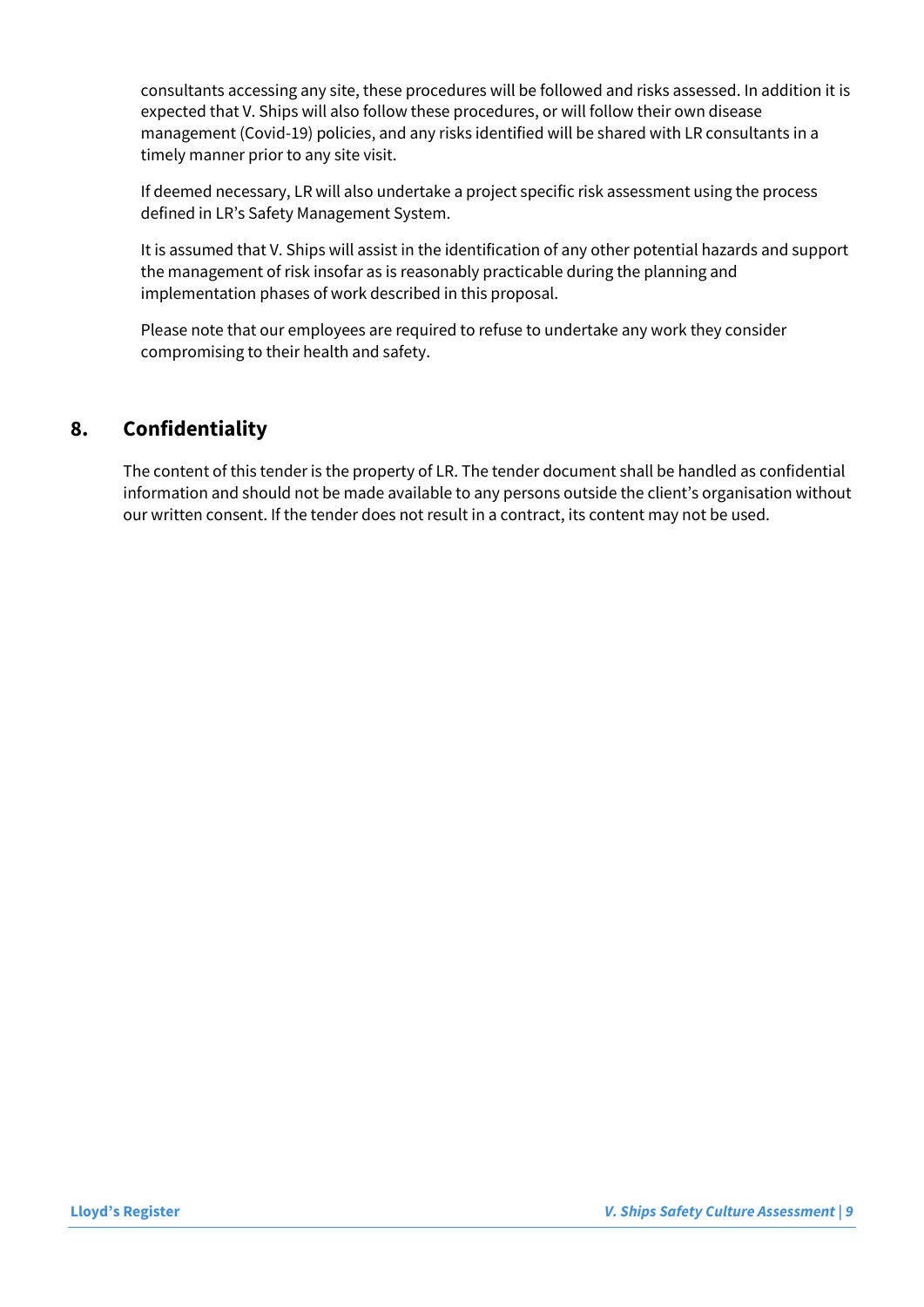consultants accessing any site, these procedures will be followed and risks assessed. In addition it is expected that V. Ships will also follow these procedures, or will follow their own disease management (Covid-19) policies, and any risks identified will be shared with LR consultants in a timely manner prior to any site visit.

If deemed necessary, LR will also undertake a project specific risk assessment using the process defined in LR's Safety Management System.

It is assumed that V. Ships will assist in the identification of any other potential hazards and support the management of risk insofar as is reasonably practicable during the planning and implementation phases of work described in this proposal.

Please note that our employees are required to refuse to undertake any work they consider compromising to their health and safety.

## 8. Confidentiality

The content of this tender is the property of LR. The tender document shall be handled as confidential information and should not be made available to any persons outside the client's organisation without our written consent. If the tender does not result in a contract, its content may not be used.